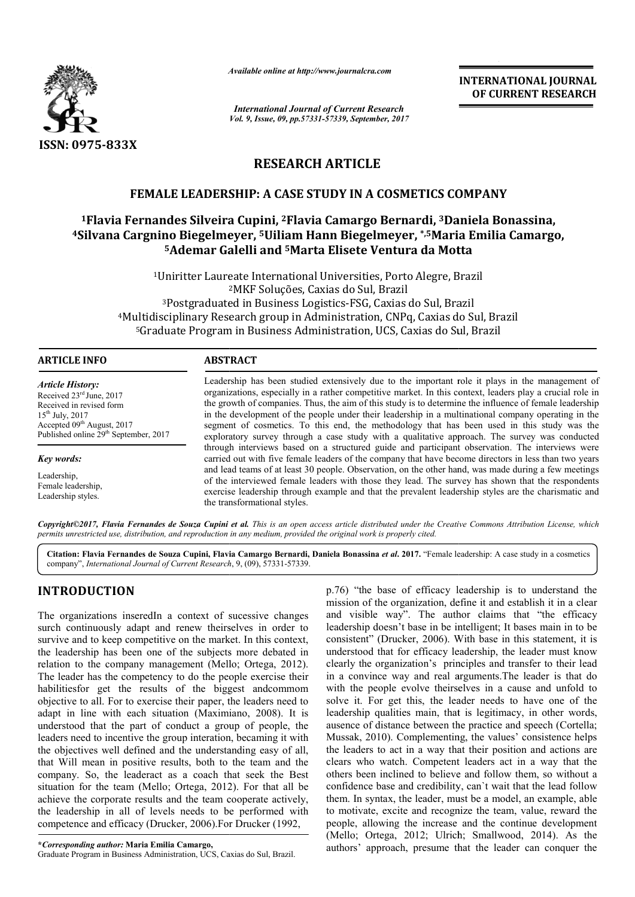*Available online at http://www.journalcra.com*

*International Journal of Current Research*
*Vol. 9, Issue, 09, pp.57331-57339, September, 2017*

**INTERNATIONAL JOURNAL OF CURRENT RESEARCH**

ISSN: 0975-833X

# RESEARCH ARTICLE

## FEMALE LEADERSHIP: A CASE STUDY IN A COSMETICS COMPANY

**[1]Flavia Fernandes Silveira Cupini, [2]Flavia Camargo Bernardi, [3]Daniela Bonassina, [4]Silvana Cargnino Biegelmeyer, [5]Uiliam Hann Biegelmeyer, [*,5]Maria Emilia Camargo, [5]Ademar Galelli and [5]Marta Elisete Ventura da Motta**

[1]Uniritter Laureate International Universities, Porto Alegre, Brazil
[2]MKF Soluções, Caxias do Sul, Brazil
[3]Postgraduated in Business Logistics-FSG, Caxias do Sul, Brazil
[4]Multidisciplinary Research group in Administration, CNPq, Caxias do Sul, Brazil
[5]Graduate Program in Business Administration, UCS, Caxias do Sul, Brazil

**ARTICLE INFO**

*Article History:*
Received 23[rd] June, 2017
Received in revised form 15[th] July, 2017
Accepted 09[th] August, 2017
Published online 29[th] September, 2017

*Key words:*
Leadership,
Female leadership,
Leadership styles.

**ABSTRACT**

Leadership has been studied extensively due to the important role it plays in the management of organizations, especially in a rather competitive market. In this context, leaders play a crucial role in the growth of companies. Thus, the aim of this study is to determine the influence of female leadership in the development of the people under their leadership in a multinational company operating in the segment of cosmetics. To this end, the methodology that has been used in this study was the exploratory survey through a case study with a qualitative approach. The survey was conducted through interviews based on a structured guide and participant observation. The interviews were carried out with five female leaders of the company that have become directors in less than two years and lead teams of at least 30 people. Observation, on the other hand, was made during a few meetings of the interviewed female leaders with those they lead. The survey has shown that the respondents exercise leadership through example and that the prevalent leadership styles are the charismatic and the transformational styles.

*Copyright©2017, Flavia Fernandes de Souza Cupini et al. This is an open access article distributed under the Creative Commons Attribution License, which permits unrestricted use, distribution, and reproduction in any medium, provided the original work is properly cited.*

**Citation: Flavia Fernandes de Souza Cupini, Flavia Camargo Bernardi, Daniela Bonassina *et al*. 2017.** "Female leadership: A case study in a cosmetics company", *International Journal of Current Research*, 9, (09), 57331-57339.

# INTRODUCTION

The organizations inseredIn a context of sucessive changes surch continuously adapt and renew theirselves in order to survive and to keep competitive on the market. In this context, the leadership has been one of the subjects more debated in relation to the company management (Mello; Ortega, 2012). The leader has the competency to do the people exercise their habilitiesfor get the results of the biggest andcommom objective to all. For to exercise their paper, the leaders need to adapt in line with each situation (Maximiano, 2008). It is understood that the part of conduct a group of people, the leaders need to incentive the group interation, becaming it with the objectives well defined and the understanding easy of all, that Will mean in positive results, both to the team and the company. So, the leaderact as a coach that seek the Best situation for the team (Mello; Ortega, 2012). For that all be achieve the corporate results and the team cooperate actively, the leadership in all of levels needs to be performed with competence and efficacy (Drucker, 2006).For Drucker (1992, p.76) "the base of efficacy leadership is to understand the mission of the organization, define it and establish it in a clear and visible way". The author claims that "the efficacy leadership doesn't base in be intelligent; It bases main in to be consistent" (Drucker, 2006). With base in this statement, it is understood that for efficacy leadership, the leader must know clearly the organization's principles and transfer to their lead in a convince way and real arguments.The leader is that do with the people evolve theirselves in a cause and unfold to solve it. For get this, the leader needs to have one of the leadership qualities main, that is legitimacy, in other words, ausence of distance between the practice and speech (Cortella; Mussak, 2010). Complementing, the values' consistence helps the leaders to act in a way that their position and actions are clears who watch. Competent leaders act in a way that the others been inclined to believe and follow them, so without a confidence base and credibility, can`t wait that the lead follow them. In syntax, the leader, must be a model, an example, able to motivate, excite and recognize the team, value, reward the people, allowing the increase and the continue development (Mello; Ortega, 2012; Ulrich; Smallwood, 2014). As the authors' approach, presume that the leader can conquer the

***Corresponding author:** **Maria Emilia Camargo,**
Graduate Program in Business Administration, UCS, Caxias do Sul, Brazil.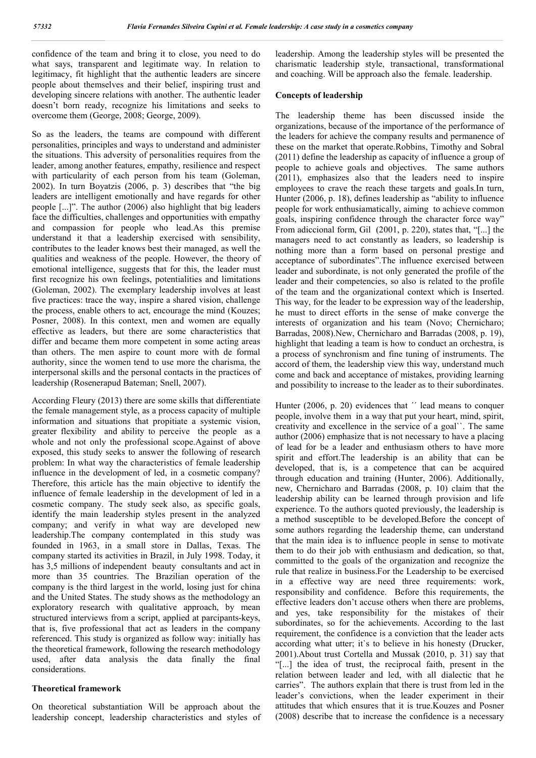confidence of the team and bring it to close, you need to do what says, transparent and legitimate way. In relation to legitimacy, fit highlight that the authentic leaders are sincere people about themselves and their belief, inspiring trust and developing sincere relations with another. The authentic leader doesn't born ready, recognize his limitations and seeks to overcome them (George, 2008; George, 2009).

So as the leaders, the teams are compound with different personalities, principles and ways to understand and administer the situations. This adversity of personalities requires from the leader, among another features, empathy, resilience and respect with particularity of each person from his team (Goleman, 2002). In turn Boyatzis (2006, p. 3) describes that "the big leaders are intelligent emotionally and have regards for other people [...]". The author (2006) also highlight that big leaders face the difficulties, challenges and opportunities with empathy and compassion for people who lead.As this premise understand it that a leadership exercised with sensibility, contributes to the leader knows best their managed, as well the qualities and weakness of the people. However, the theory of emotional intelligence, suggests that for this, the leader must first recognize his own feelings, potentialities and limitations (Goleman, 2002). The exemplary leadership involves at least five practices: trace the way, inspire a shared vision, challenge the process, enable others to act, encourage the mind (Kouzes; Posner, 2008). In this context, men and women are equally effective as leaders, but there are some characteristics that differ and became them more competent in some acting areas than others. The men aspire to count more with de formal authority, since the women tend to use more the charisma, the interpersonal skills and the personal contacts in the practices of leadership (Rosenerapud Bateman; Snell, 2007).

According Fleury (2013) there are some skills that differentiate the female management style, as a process capacity of multiple information and situations that propitiate a systemic vision, greater flexibility and ability to perceive the people as a whole and not only the professional scope.Against of above exposed, this study seeks to answer the following of research problem: In what way the characteristics of female leadership influence in the development of led, in a cosmetic company? Therefore, this article has the main objective to identify the influence of female leadership in the development of led in a cosmetic company. The study seek also, as specific goals, identify the main leadership styles present in the analyzed company; and verify in what way are developed new leadership.The company contemplated in this study was founded in 1963, in a small store in Dallas, Texas. The company started its activities in Brazil, in July 1998. Today, it has 3,5 millions of independent beauty consultants and act in more than 35 countries. The Brazilian operation of the company is the third largest in the world, losing just for china and the United States. The study shows as the methodology an exploratory research with qualitative approach, by mean structured interviews from a script, applied at parcipants-keys, that is, five professional that act as leaders in the company referenced. This study is organized as follow way: initially has the theoretical framework, following the research methodology used, after data analysis the data finally the final considerations.

## Theoretical framework

On theoretical substantiation Will be approach about the leadership concept, leadership characteristics and styles of leadership. Among the leadership styles will be presented the charismatic leadership style, transactional, transformational and coaching. Will be approach also the female. leadership.

### Concepts of leadership

The leadership theme has been discussed inside the organizations, because of the importance of the performance of the leaders for achieve the company results and permanence of these on the market that operate.Robbins, Timothy and Sobral (2011) define the leadership as capacity of influence a group of people to achieve goals and objectives. The same authors (2011), emphasizes also that the leaders need to inspire employees to crave the reach these targets and goals.In turn, Hunter (2006, p. 18), defines leadership as "ability to influence people for work enthusiamatically, aiming to achieve common goals, inspiring confidence through the character force way" From adiccional form, Gil (2001, p. 220), states that, "[...] the managers need to act constantly as leaders, so leadership is nothing more than a form based on personal prestige and acceptance of subordinates".The influence exercised between leader and subordinate, is not only generated the profile of the leader and their competencies, so also is related to the profile of the team and the organizational context which is Inserted. This way, for the leader to be expression way of the leadership, he must to direct efforts in the sense of make converge the interests of organization and his team (Novo; Chernicharo; Barradas, 2008).New, Chernicharo and Barradas (2008, p. 19), highlight that leading a team is how to conduct an orchestra, is a process of synchronism and fine tuning of instruments. The accord of them, the leadership view this way, understand much come and back and acceptance of mistakes, providing learning and possibility to increase to the leader as to their subordinates.

Hunter (2006, p. 20) evidences that ´´ lead means to conquer people, involve them in a way that put your heart, mind, spirit, creativity and excellence in the service of a goal``. The same author (2006) emphasize that is not necessary to have a placing of lead for be a leader and enthusiasm others to have more spirit and effort.The leadership is an ability that can be developed, that is, is a competence that can be acquired through education and training (Hunter, 2006). Additionally, new, Chernicharo and Barradas (2008, p. 10) claim that the leadership ability can be learned through provision and life experience. To the authors quoted previously, the leadership is a method susceptible to be developed.Before the concept of some authors regarding the leadership theme, can understand that the main idea is to influence people in sense to motivate them to do their job with enthusiasm and dedication, so that, committed to the goals of the organization and recognize the rule that realize in business.For the Leadership to be exercised in a effective way are need three requirements: work, responsibility and confidence. Before this requirements, the effective leaders don't accuse others when there are problems, and yes, take responsibility for the mistakes of their subordinates, so for the achievements. According to the last requirement, the confidence is a conviction that the leader acts according what utter; it`s to believe in his honesty (Drucker, 2001).About trust Cortella and Mussak (2010, p. 31) say that "[...] the idea of trust, the reciprocal faith, present in the relation between leader and led, with all dialectic that he carries". The authors explain that there is trust from led in the leader's convictions, when the leader experiment in their attitudes that which ensures that it is true.Kouzes and Posner (2008) describe that to increase the confidence is a necessary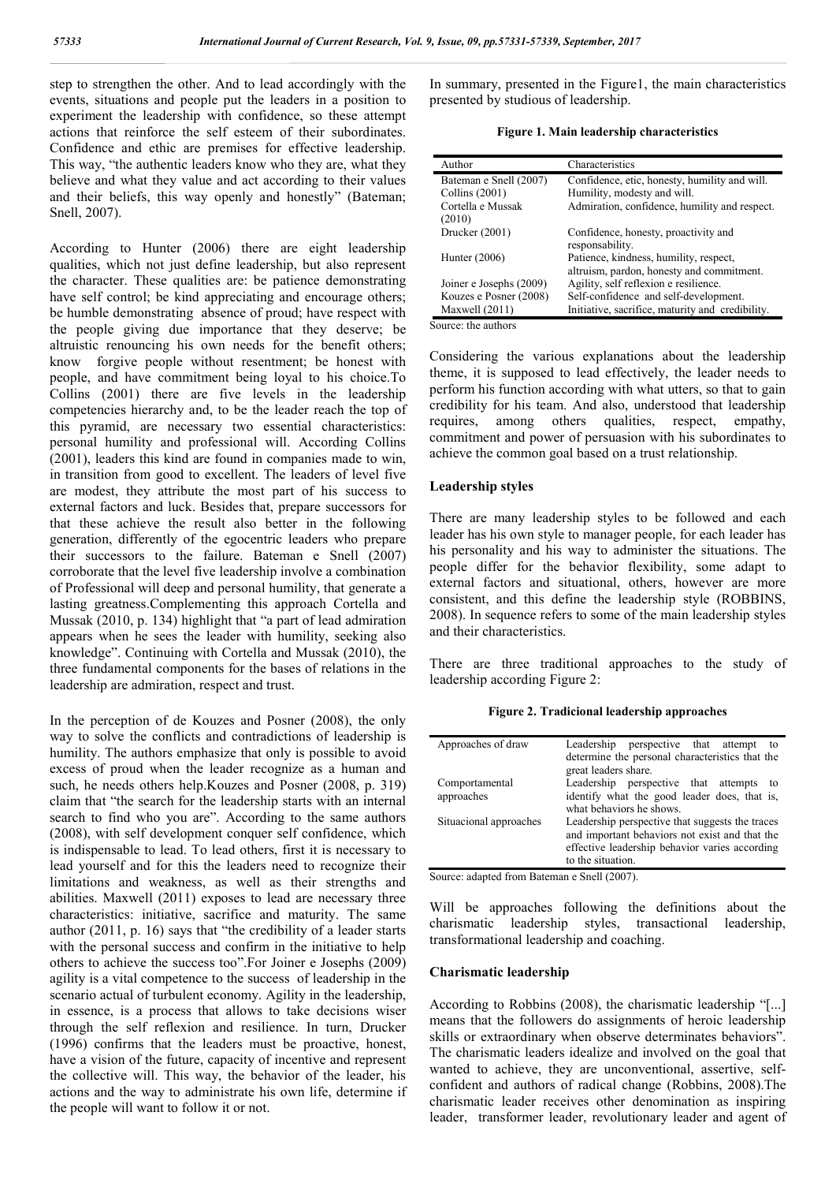step to strengthen the other. And to lead accordingly with the events, situations and people put the leaders in a position to experiment the leadership with confidence, so these attempt actions that reinforce the self esteem of their subordinates. Confidence and ethic are premises for effective leadership. This way, "the authentic leaders know who they are, what they believe and what they value and act according to their values and their beliefs, this way openly and honestly" (Bateman; Snell, 2007).

According to Hunter (2006) there are eight leadership qualities, which not just define leadership, but also represent the character. These qualities are: be patience demonstrating have self control; be kind appreciating and encourage others; be humble demonstrating absence of proud; have respect with the people giving due importance that they deserve; be altruistic renouncing his own needs for the benefit others; know forgive people without resentment; be honest with people, and have commitment being loyal to his choice.To Collins (2001) there are five levels in the leadership competencies hierarchy and, to be the leader reach the top of this pyramid, are necessary two essential characteristics: personal humility and professional will. According Collins (2001), leaders this kind are found in companies made to win, in transition from good to excellent. The leaders of level five are modest, they attribute the most part of his success to external factors and luck. Besides that, prepare successors for that these achieve the result also better in the following generation, differently of the egocentric leaders who prepare their successors to the failure. Bateman e Snell (2007) corroborate that the level five leadership involve a combination of Professional will deep and personal humility, that generate a lasting greatness.Complementing this approach Cortella and Mussak (2010, p. 134) highlight that "a part of lead admiration appears when he sees the leader with humility, seeking also knowledge". Continuing with Cortella and Mussak (2010), the three fundamental components for the bases of relations in the leadership are admiration, respect and trust.

In the perception of de Kouzes and Posner (2008), the only way to solve the conflicts and contradictions of leadership is humility. The authors emphasize that only is possible to avoid excess of proud when the leader recognize as a human and such, he needs others help.Kouzes and Posner (2008, p. 319) claim that "the search for the leadership starts with an internal search to find who you are". According to the same authors (2008), with self development conquer self confidence, which is indispensable to lead. To lead others, first it is necessary to lead yourself and for this the leaders need to recognize their limitations and weakness, as well as their strengths and abilities. Maxwell (2011) exposes to lead are necessary three characteristics: initiative, sacrifice and maturity. The same author (2011, p. 16) says that "the credibility of a leader starts with the personal success and confirm in the initiative to help others to achieve the success too".For Joiner e Josephs (2009) agility is a vital competence to the success of leadership in the scenario actual of turbulent economy. Agility in the leadership, in essence, is a process that allows to take decisions wiser through the self reflexion and resilience. In turn, Drucker (1996) confirms that the leaders must be proactive, honest, have a vision of the future, capacity of incentive and represent the collective will. This way, the behavior of the leader, his actions and the way to administrate his own life, determine if the people will want to follow it or not.

In summary, presented in the Figure1, the main characteristics presented by studious of leadership.

**Figure 1. Main leadership characteristics**

| Author | Characteristics |
|---|---|
| Bateman e Snell (2007) | Confidence, etic, honesty, humility and will. |
| Collins (2001) | Humility, modesty and will. |
| Cortella e Mussak (2010) | Admiration, confidence, humility and respect. |
| Drucker (2001) | Confidence, honesty, proactivity and responsability. |
| Hunter (2006) | Patience, kindness, humility, respect, altruism, pardon, honesty and commitment. |
| Joiner e Josephs (2009) | Agility, self reflexion e resilience. |
| Kouzes e Posner (2008) | Self-confidence and self-development. |
| Maxwell (2011) | Initiative, sacrifice, maturity and credibility. |

Source: the authors

Considering the various explanations about the leadership theme, it is supposed to lead effectively, the leader needs to perform his function according with what utters, so that to gain credibility for his team. And also, understood that leadership requires, among others qualities, respect, empathy, commitment and power of persuasion with his subordinates to achieve the common goal based on a trust relationship.

## Leadership styles

There are many leadership styles to be followed and each leader has his own style to manager people, for each leader has his personality and his way to administer the situations. The people differ for the behavior flexibility, some adapt to external factors and situational, others, however are more consistent, and this define the leadership style (ROBBINS, 2008). In sequence refers to some of the main leadership styles and their characteristics.

There are three traditional approaches to the study of leadership according Figure 2:

**Figure 2. Tradicional leadership approaches**

| | |
|---|---|
| Approaches of draw | Leadership perspective that attempt to determine the personal characteristics that the great leaders share. |
| Comportamental approaches | Leadership perspective that attempts to identify what the good leader does, that is, what behaviors he shows. |
| Situacional approaches | Leadership perspective that suggests the traces and important behaviors not exist and that the effective leadership behavior varies according to the situation. |

Source: adapted from Bateman e Snell (2007).

Will be approaches following the definitions about the charismatic leadership styles, transactional leadership, transformational leadership and coaching.

## Charismatic leadership

According to Robbins (2008), the charismatic leadership "[...] means that the followers do assignments of heroic leadership skills or extraordinary when observe determinates behaviors". The charismatic leaders idealize and involved on the goal that wanted to achieve, they are unconventional, assertive, self-confident and authors of radical change (Robbins, 2008).The charismatic leader receives other denomination as inspiring leader, transformer leader, revolutionary leader and agent of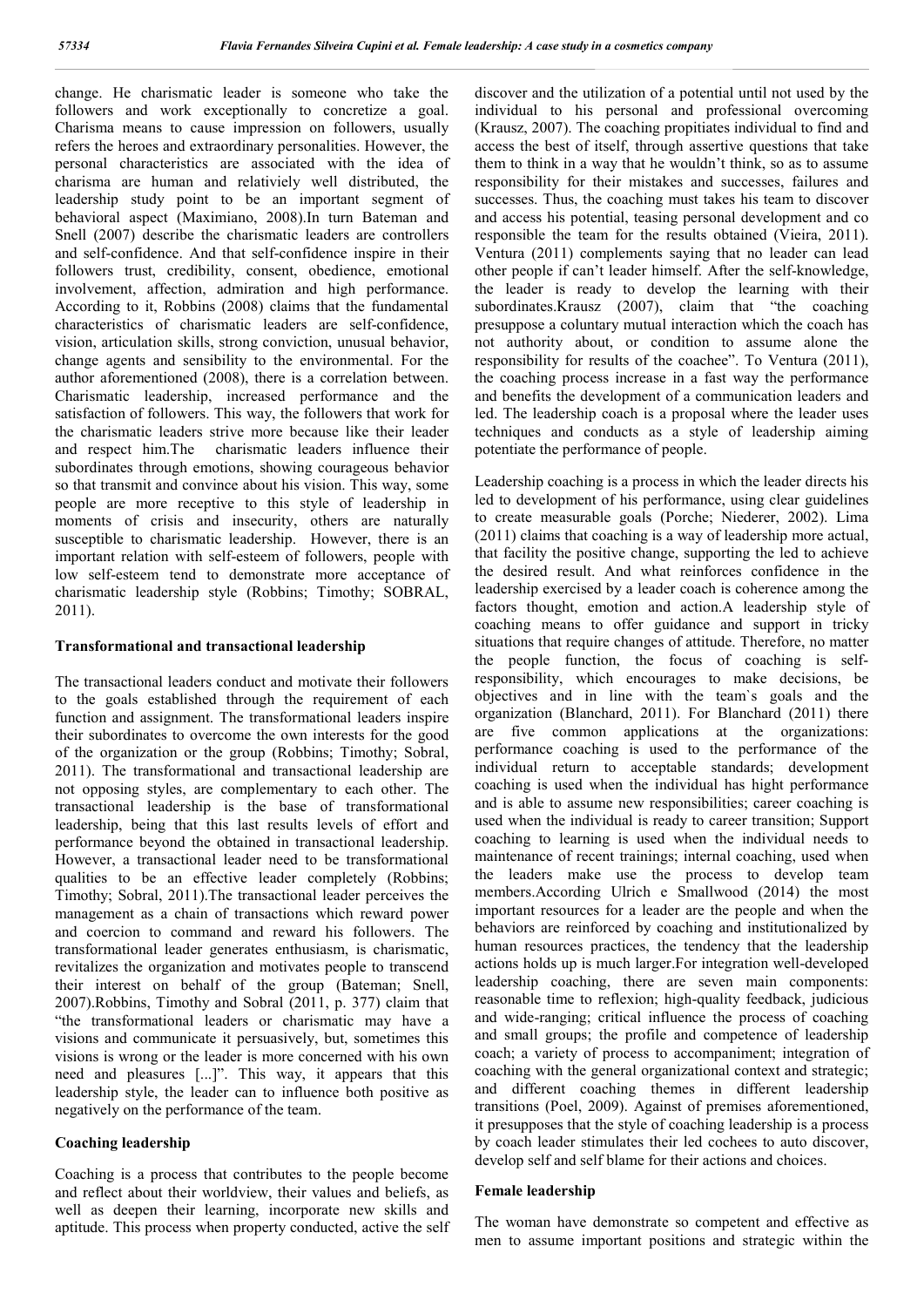change. He charismatic leader is someone who take the followers and work exceptionally to concretize a goal. Charisma means to cause impression on followers, usually refers the heroes and extraordinary personalities. However, the personal characteristics are associated with the idea of charisma are human and relativiely well distributed, the leadership study point to be an important segment of behavioral aspect (Maximiano, 2008).In turn Bateman and Snell (2007) describe the charismatic leaders are controllers and self-confidence. And that self-confidence inspire in their followers trust, credibility, consent, obedience, emotional involvement, affection, admiration and high performance. According to it, Robbins (2008) claims that the fundamental characteristics of charismatic leaders are self-confidence, vision, articulation skills, strong conviction, unusual behavior, change agents and sensibility to the environmental. For the author aforementioned (2008), there is a correlation between. Charismatic leadership, increased performance and the satisfaction of followers. This way, the followers that work for the charismatic leaders strive more because like their leader and respect him.The charismatic leaders influence their subordinates through emotions, showing courageous behavior so that transmit and convince about his vision. This way, some people are more receptive to this style of leadership in moments of crisis and insecurity, others are naturally susceptible to charismatic leadership. However, there is an important relation with self-esteem of followers, people with low self-esteem tend to demonstrate more acceptance of charismatic leadership style (Robbins; Timothy; SOBRAL, 2011).

**Transformational and transactional leadership**

The transactional leaders conduct and motivate their followers to the goals established through the requirement of each function and assignment. The transformational leaders inspire their subordinates to overcome the own interests for the good of the organization or the group (Robbins; Timothy; Sobral, 2011). The transformational and transactional leadership are not opposing styles, are complementary to each other. The transactional leadership is the base of transformational leadership, being that this last results levels of effort and performance beyond the obtained in transactional leadership. However, a transactional leader need to be transformational qualities to be an effective leader completely (Robbins; Timothy; Sobral, 2011).The transactional leader perceives the management as a chain of transactions which reward power and coercion to command and reward his followers. The transformational leader generates enthusiasm, is charismatic, revitalizes the organization and motivates people to transcend their interest on behalf of the group (Bateman; Snell, 2007).Robbins, Timothy and Sobral (2011, p. 377) claim that "the transformational leaders or charismatic may have a visions and communicate it persuasively, but, sometimes this visions is wrong or the leader is more concerned with his own need and pleasures [...]". This way, it appears that this leadership style, the leader can to influence both positive as negatively on the performance of the team.

**Coaching leadership**

Coaching is a process that contributes to the people become and reflect about their worldview, their values and beliefs, as well as deepen their learning, incorporate new skills and aptitude. This process when property conducted, active the self discover and the utilization of a potential until not used by the individual to his personal and professional overcoming (Krausz, 2007). The coaching propitiates individual to find and access the best of itself, through assertive questions that take them to think in a way that he wouldn't think, so as to assume responsibility for their mistakes and successes, failures and successes. Thus, the coaching must takes his team to discover and access his potential, teasing personal development and co responsible the team for the results obtained (Vieira, 2011). Ventura (2011) complements saying that no leader can lead other people if can't leader himself. After the self-knowledge, the leader is ready to develop the learning with their subordinates.Krausz (2007), claim that "the coaching presuppose a coluntary mutual interaction which the coach has not authority about, or condition to assume alone the responsibility for results of the coachee". To Ventura (2011), the coaching process increase in a fast way the performance and benefits the development of a communication leaders and led. The leadership coach is a proposal where the leader uses techniques and conducts as a style of leadership aiming potentiate the performance of people.

Leadership coaching is a process in which the leader directs his led to development of his performance, using clear guidelines to create measurable goals (Porche; Niederer, 2002). Lima (2011) claims that coaching is a way of leadership more actual, that facility the positive change, supporting the led to achieve the desired result. And what reinforces confidence in the leadership exercised by a leader coach is coherence among the factors thought, emotion and action.A leadership style of coaching means to offer guidance and support in tricky situations that require changes of attitude. Therefore, no matter the people function, the focus of coaching is self-responsibility, which encourages to make decisions, be objectives and in line with the team`s goals and the organization (Blanchard, 2011). For Blanchard (2011) there are five common applications at the organizations: performance coaching is used to the performance of the individual return to acceptable standards; development coaching is used when the individual has hight performance and is able to assume new responsibilities; career coaching is used when the individual is ready to career transition; Support coaching to learning is used when the individual needs to maintenance of recent trainings; internal coaching, used when the leaders make use the process to develop team members.According Ulrich e Smallwood (2014) the most important resources for a leader are the people and when the behaviors are reinforced by coaching and institutionalized by human resources practices, the tendency that the leadership actions holds up is much larger.For integration well-developed leadership coaching, there are seven main components: reasonable time to reflexion; high-quality feedback, judicious and wide-ranging; critical influence the process of coaching and small groups; the profile and competence of leadership coach; a variety of process to accompaniment; integration of coaching with the general organizational context and strategic; and different coaching themes in different leadership transitions (Poel, 2009). Against of premises aforementioned, it presupposes that the style of coaching leadership is a process by coach leader stimulates their led cochees to auto discover, develop self and self blame for their actions and choices.

**Female leadership**

The woman have demonstrate so competent and effective as men to assume important positions and strategic within the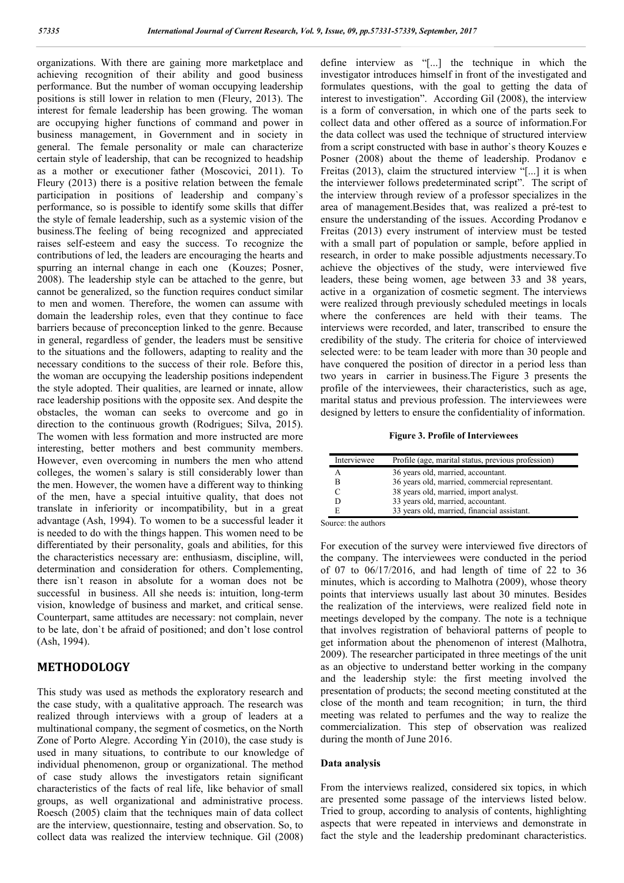organizations. With there are gaining more marketplace and achieving recognition of their ability and good business performance. But the number of woman occupying leadership positions is still lower in relation to men (Fleury, 2013). The interest for female leadership has been growing. The woman are occupying higher functions of command and power in business management, in Government and in society in general. The female personality or male can characterize certain style of leadership, that can be recognized to headship as a mother or executioner father (Moscovici, 2011). To Fleury (2013) there is a positive relation between the female participation in positions of leadership and company`s performance, so is possible to identify some skills that differ the style of female leadership, such as a systemic vision of the business.The feeling of being recognized and appreciated raises self-esteem and easy the success. To recognize the contributions of led, the leaders are encouraging the hearts and spurring an internal change in each one (Kouzes; Posner, 2008). The leadership style can be attached to the genre, but cannot be generalized, so the function requires conduct similar to men and women. Therefore, the women can assume with domain the leadership roles, even that they continue to face barriers because of preconception linked to the genre. Because in general, regardless of gender, the leaders must be sensitive to the situations and the followers, adapting to reality and the necessary conditions to the success of their role. Before this, the woman are occupying the leadership positions independent the style adopted. Their qualities, are learned or innate, allow race leadership positions with the opposite sex. And despite the obstacles, the woman can seeks to overcome and go in direction to the continuous growth (Rodrigues; Silva, 2015). The women with less formation and more instructed are more interesting, better mothers and best community members. However, even overcoming in numbers the men who attend colleges, the women`s salary is still considerably lower than the men. However, the women have a different way to thinking of the men, have a special intuitive quality, that does not translate in inferiority or incompatibility, but in a great advantage (Ash, 1994). To women to be a successful leader it is needed to do with the things happen. This women need to be differentiated by their personality, goals and abilities, for this the characteristics necessary are: enthusiasm, discipline, will, determination and consideration for others. Complementing, there isn`t reason in absolute for a woman does not be successful in business. All she needs is: intuition, long-term vision, knowledge of business and market, and critical sense. Counterpart, same attitudes are necessary: not complain, never to be late, don`t be afraid of positioned; and don't lose control (Ash, 1994).

## METHODOLOGY

This study was used as methods the exploratory research and the case study, with a qualitative approach. The research was realized through interviews with a group of leaders at a multinational company, the segment of cosmetics, on the North Zone of Porto Alegre. According Yin (2010), the case study is used in many situations, to contribute to our knowledge of individual phenomenon, group or organizational. The method of case study allows the investigators retain significant characteristics of the facts of real life, like behavior of small groups, as well organizational and administrative process. Roesch (2005) claim that the techniques main of data collect are the interview, questionnaire, testing and observation. So, to collect data was realized the interview technique. Gil (2008) define interview as "[...] the technique in which the investigator introduces himself in front of the investigated and formulates questions, with the goal to getting the data of interest to investigation". According Gil (2008), the interview is a form of conversation, in which one of the parts seek to collect data and other offered as a source of information.For the data collect was used the technique of structured interview from a script constructed with base in author`s theory Kouzes e Posner (2008) about the theme of leadership. Prodanov e Freitas (2013), claim the structured interview "[...] it is when the interviewer follows predeterminated script". The script of the interview through review of a professor specializes in the area of management.Besides that, was realized a pré-test to ensure the understanding of the issues. According Prodanov e Freitas (2013) every instrument of interview must be tested with a small part of population or sample, before applied in research, in order to make possible adjustments necessary.To achieve the objectives of the study, were interviewed five leaders, these being women, age between 33 and 38 years, active in a organization of cosmetic segment. The interviews were realized through previously scheduled meetings in locals where the conferences are held with their teams. The interviews were recorded, and later, transcribed to ensure the credibility of the study. The criteria for choice of interviewed selected were: to be team leader with more than 30 people and have conquered the position of director in a period less than two years in carrier in business.The Figure 3 presents the profile of the interviewees, their characteristics, such as age, marital status and previous profession. The interviewees were designed by letters to ensure the confidentiality of information.

**Figure 3. Profile of Interviewees**

| Interviewee | Profile (age, marital status, previous profession) |
|---|---|
| A | 36 years old, married, accountant. |
| B | 36 years old, married, commercial representant. |
| C | 38 years old, married, import analyst. |
| D | 33 years old, married, accountant. |
| E | 33 years old, married, financial assistant. |

Source: the authors

For execution of the survey were interviewed five directors of the company. The interviewees were conducted in the period of 07 to 06/17/2016, and had length of time of 22 to 36 minutes, which is according to Malhotra (2009), whose theory points that interviews usually last about 30 minutes. Besides the realization of the interviews, were realized field note in meetings developed by the company. The note is a technique that involves registration of behavioral patterns of people to get information about the phenomenon of interest (Malhotra, 2009). The researcher participated in three meetings of the unit as an objective to understand better working in the company and the leadership style: the first meeting involved the presentation of products; the second meeting constituted at the close of the month and team recognition; in turn, the third meeting was related to perfumes and the way to realize the commercialization. This step of observation was realized during the month of June 2016.

### Data analysis

From the interviews realized, considered six topics, in which are presented some passage of the interviews listed below. Tried to group, according to analysis of contents, highlighting aspects that were repeated in interviews and demonstrate in fact the style and the leadership predominant characteristics.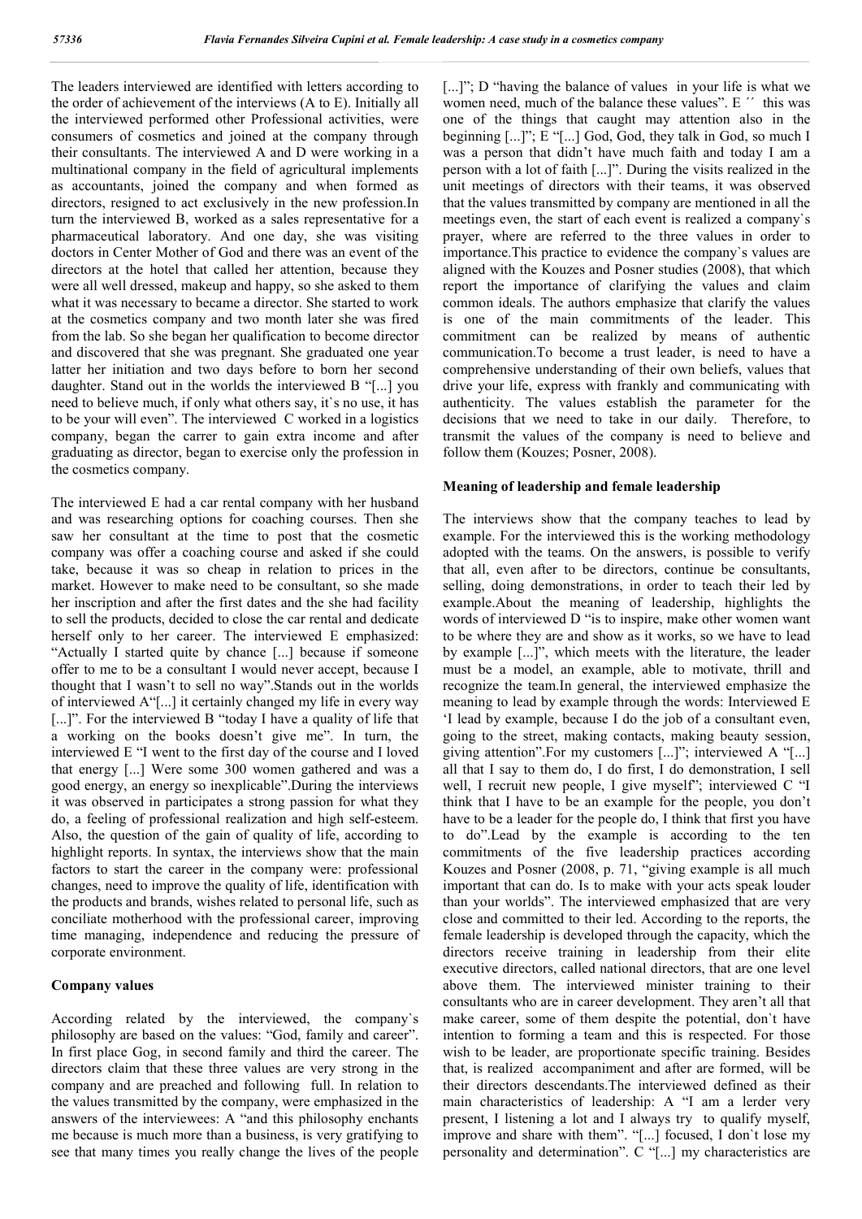The leaders interviewed are identified with letters according to the order of achievement of the interviews (A to E). Initially all the interviewed performed other Professional activities, were consumers of cosmetics and joined at the company through their consultants. The interviewed A and D were working in a multinational company in the field of agricultural implements as accountants, joined the company and when formed as directors, resigned to act exclusively in the new profession.In turn the interviewed B, worked as a sales representative for a pharmaceutical laboratory. And one day, she was visiting doctors in Center Mother of God and there was an event of the directors at the hotel that called her attention, because they were all well dressed, makeup and happy, so she asked to them what it was necessary to became a director. She started to work at the cosmetics company and two month later she was fired from the lab. So she began her qualification to become director and discovered that she was pregnant. She graduated one year latter her initiation and two days before to born her second daughter. Stand out in the worlds the interviewed B "[...] you need to believe much, if only what others say, it`s no use, it has to be your will even". The interviewed C worked in a logistics company, began the carrer to gain extra income and after graduating as director, began to exercise only the profession in the cosmetics company.

The interviewed E had a car rental company with her husband and was researching options for coaching courses. Then she saw her consultant at the time to post that the cosmetic company was offer a coaching course and asked if she could take, because it was so cheap in relation to prices in the market. However to make need to be consultant, so she made her inscription and after the first dates and the she had facility to sell the products, decided to close the car rental and dedicate herself only to her career. The interviewed E emphasized: "Actually I started quite by chance [...] because if someone offer to me to be a consultant I would never accept, because I thought that I wasn't to sell no way".Stands out in the worlds of interviewed A"[...] it certainly changed my life in every way [...]". For the interviewed B "today I have a quality of life that a working on the books doesn't give me". In turn, the interviewed E "I went to the first day of the course and I loved that energy [...] Were some 300 women gathered and was a good energy, an energy so inexplicable".During the interviews it was observed in participates a strong passion for what they do, a feeling of professional realization and high self-esteem. Also, the question of the gain of quality of life, according to highlight reports. In syntax, the interviews show that the main factors to start the career in the company were: professional changes, need to improve the quality of life, identification with the products and brands, wishes related to personal life, such as conciliate motherhood with the professional career, improving time managing, independence and reducing the pressure of corporate environment.

## Company values

According related by the interviewed, the company`s philosophy are based on the values: "God, family and career". In first place Gog, in second family and third the career. The directors claim that these three values are very strong in the company and are preached and following full. In relation to the values transmitted by the company, were emphasized in the answers of the interviewees: A "and this philosophy enchants me because is much more than a business, is very gratifying to see that many times you really change the lives of the people [...]"; D "having the balance of values in your life is what we women need, much of the balance these values". E ´´ this was one of the things that caught my attention also in the beginning [...]"; E "[...] God, God, they talk in God, so much I was a person that didn't have much faith and today I am a person with a lot of faith [...]". During the visits realized in the unit meetings of directors with their teams, it was observed that the values transmitted by company are mentioned in all the meetings even, the start of each event is realized a company`s prayer, where are referred to the three values in order to importance.This practice to evidence the company`s values are aligned with the Kouzes and Posner studies (2008), that which report the importance of clarifying the values and claim common ideals. The authors emphasize that clarify the values is one of the main commitments of the leader. This commitment can be realized by means of authentic communication.To become a trust leader, is need to have a comprehensive understanding of their own beliefs, values that drive your life, express with frankly and communicating with authenticity. The values establish the parameter for the decisions that we need to take in our daily. Therefore, to transmit the values of the company is need to believe and follow them (Kouzes; Posner, 2008).

## Meaning of leadership and female leadership

The interviews show that the company teaches to lead by example. For the interviewed this is the working methodology adopted with the teams. On the answers, is possible to verify that all, even after to be directors, continue be consultants, selling, doing demonstrations, in order to teach their led by example.About the meaning of leadership, highlights the words of interviewed D "is to inspire, make other women want to be where they are and show as it works, so we have to lead by example [...]", which meets with the literature, the leader must be a model, an example, able to motivate, thrill and recognize the team.In general, the interviewed emphasize the meaning to lead by example through the words: Interviewed E 'I lead by example, because I do the job of a consultant even, going to the street, making contacts, making beauty session, giving attention".For my customers [...]"; interviewed A "[...] all that I say to them do, I do first, I do demonstration, I sell well, I recruit new people, I give myself"; interviewed C "I think that I have to be an example for the people, you don't have to be a leader for the people do, I think that first you have to do".Lead by the example is according to the ten commitments of the five leadership practices according Kouzes and Posner (2008, p. 71, "giving example is all much important that can do. Is to make with your acts speak louder than your worlds". The interviewed emphasized that are very close and committed to their led. According to the reports, the female leadership is developed through the capacity, which the directors receive training in leadership from their elite executive directors, called national directors, that are one level above them. The interviewed minister training to their consultants who are in career development. They aren't all that make career, some of them despite the potential, don`t have intention to forming a team and this is respected. For those wish to be leader, are proportionate specific training. Besides that, is realized accompaniment and after are formed, will be their directors descendants.The interviewed defined as their main characteristics of leadership: A "I am a lerder very present, I listening a lot and I always try to qualify myself, improve and share with them". "[...] focused, I don`t lose my personality and determination". C "[...] my characteristics are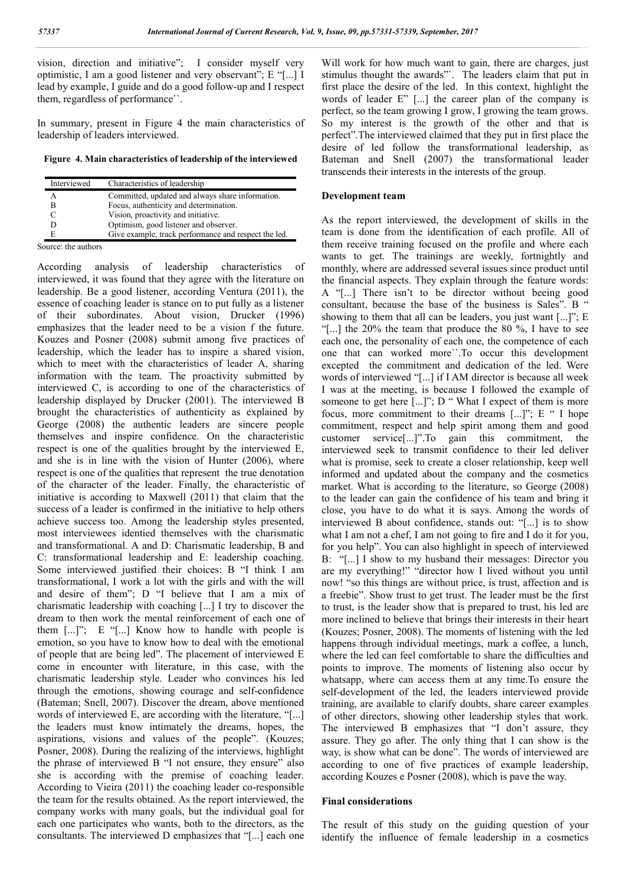vision, direction and initiative"; I consider myself very optimistic, I am a good listener and very observant"; E "[...] I lead by example, I guide and do a good follow-up and I respect them, regardless of performance``.

In summary, present in Figure 4 the main characteristics of leadership of leaders interviewed.

**Figure 4. Main characteristics of leadership of the interviewed**

| Interviewed | Characteristics of leadership |
|---|---|
| A | Committed, updated and always share information. |
| B | Focus, authenticity and determination. |
| C | Vision, proactivity and initiative. |
| D | Optimism, good listener and observer. |
| E | Give example, track performance and respect the led. |

Source: the authors

According analysis of leadership characteristics of interviewed, it was found that they agree with the literature on leadership. Be a good listener, according Ventura (2011), the essence of coaching leader is stance on to put fully as a listener of their subordinates. About vision, Drucker (1996) emphasizes that the leader need to be a vision f the future. Kouzes and Posner (2008) submit among five practices of leadership, which the leader has to inspire a shared vision, which to meet with the characteristics of leader A, sharing information with the team. The proactivity submitted by interviewed C, is according to one of the characteristics of leadership displayed by Drucker (2001). The interviewed B brought the characteristics of authenticity as explained by George (2008) the authentic leaders are sincere people themselves and inspire confidence. On the characteristic respect is one of the qualities brought by the interviewed E, and she is in line with the vision of Hunter (2006), where respect is one of the qualities that represent the true denotation of the character of the leader. Finally, the characteristic of initiative is according to Maxwell (2011) that claim that the success of a leader is confirmed in the initiative to help others achieve success too. Among the leadership styles presented, most interviewees identied themselves with the charismatic and transformational. A and D: Charismatic leadership, B and C: transformational leadership and E: leadership coaching. Some interviewed justified their choices: B "I think I am transformational, I work a lot with the girls and with the will and desire of them"; D "I believe that I am a mix of charismatic leadership with coaching [...] I try to discover the dream to then work the mental reinforcement of each one of them [...]"; E "[...] Know how to handle with people is emotion, so you have to know how to deal with the emotional of people that are being led". The placement of interviewed E come in encounter with literature, in this case, with the charismatic leadership style. Leader who convinces his led through the emotions, showing courage and self-confidence (Bateman; Snell, 2007). Discover the dream, above mentioned words of interviewed E, are according with the literature, "[...] the leaders must know intimately the dreams, hopes, the aspirations, visions and values of the people". (Kouzes; Posner, 2008). During the realizing of the interviews, highlight the phrase of interviewed B "I not ensure, they ensure" also she is according with the premise of coaching leader. According to Vieira (2011) the coaching leader co-responsible the team for the results obtained. As the report interviewed, the company works with many goals, but the individual goal for each one participates who wants, both to the directors, as the consultants. The interviewed D emphasizes that "[...] each one Will work for how much want to gain, there are charges, just stimulus thought the awards"`. The leaders claim that put in first place the desire of the led. In this context, highlight the words of leader E" [...] the career plan of the company is perfect, so the team growing I grow, I growing the team grows. So my interest is the growth of the other and that is perfect".The interviewed claimed that they put in first place the desire of led follow the transformational leadership, as Bateman and Snell (2007) the transformational leader transcends their interests in the interests of the group.

## Development team

As the report interviewed, the development of skills in the team is done from the identification of each profile. All of them receive training focused on the profile and where each wants to get. The trainings are weekly, fortnightly and monthly, where are addressed several issues since product until the financial aspects. They explain through the feature words: A "[...] There isn't to be director without beeing good consultant, because the base of the business is Sales". B " showing to them that all can be leaders, you just want [...]"; E "[...] the 20% the team that produce the 80 %, I have to see each one, the personality of each one, the competence of each one that can worked more``.To occur this development excepted the commitment and dedication of the led. Were words of interviewed "[...] if I AM director is because all week I was at the meeting, is because I followed the example of someone to get here [...]"; D " What I expect of them is more focus, more commitment to their dreams [...]"; E " I hope commitment, respect and help spirit among them and good customer service[...]".To gain this commitment, the interviewed seek to transmit confidence to their led deliver what is promise, seek to create a closer relationship, keep well informed and updated about the company and the cosmetics market. What is according to the literature, so George (2008) to the leader can gain the confidence of his team and bring it close, you have to do what it is says. Among the words of interviewed B about confidence, stands out: "[...] is to show what I am not a chef, I am not going to fire and I do it for you, for you help". You can also highlight in speech of interviewed B: "[...] I show to my husband their messages: Director you are my everything!" "director how I lived without you until now! "so this things are without price, is trust, affection and is a freebie". Show trust to get trust. The leader must be the first to trust, is the leader show that is prepared to trust, his led are more inclined to believe that brings their interests in their heart (Kouzes; Posner, 2008). The moments of listening with the led happens through individual meetings, mark a coffee, a lunch, where the led can feel comfortable to share the difficulties and points to improve. The moments of listening also occur by whatsapp, where can access them at any time.To ensure the self-development of the led, the leaders interviewed provide training, are available to clarify doubts, share career examples of other directors, showing other leadership styles that work. The interviewed B emphasizes that "I don't assure, they assure. They go after. The only thing that I can show is the way, is show what can be done". The words of interviewed are according to one of five practices of example leadership, according Kouzes e Posner (2008), which is pave the way.

## Final considerations

The result of this study on the guiding question of your identify the influence of female leadership in a cosmetics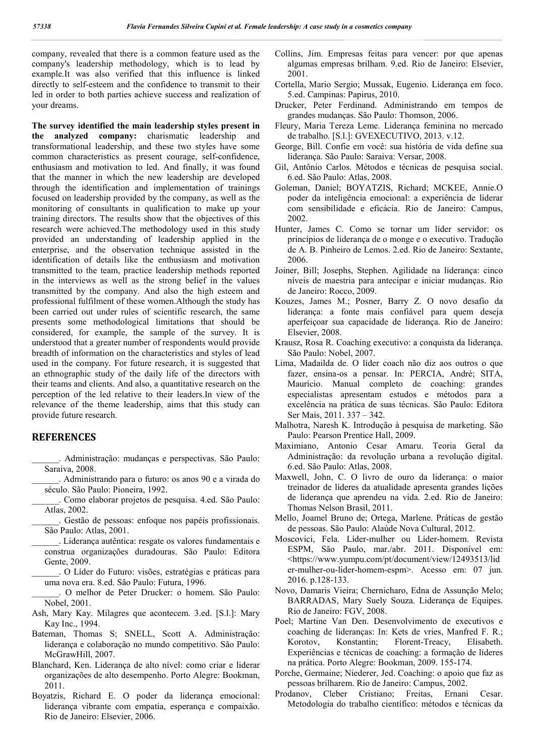company, revealed that there is a common feature used as the company's leadership methodology, which is to lead by example.It was also verified that this influence is linked directly to self-esteem and the confidence to transmit to their led in order to both parties achieve success and realization of your dreams.

**The survey identified the main leadership styles present in the analyzed company:** charismatic leadership and transformational leadership, and these two styles have some common characteristics as present courage, self-confidence, enthusiasm and motivation to led. And finally, it was found that the manner in which the new leadership are developed through the identification and implementation of trainings focused on leadership provided by the company, as well as the monitoring of consultants in qualification to make up your training directors. The results show that the objectives of this research were achieved.The methodology used in this study provided an understanding of leadership applied in the enterprise, and the observation technique assisted in the identification of details like the enthusiasm and motivation transmitted to the team, practice leadership methods reported in the interviews as well as the strong belief in the values transmitted by the company. And also the high esteem and professional fulfilment of these women.Although the study has been carried out under rules of scientific research, the same presents some methodological limitations that should be considered, for example, the sample of the survey. It is understood that a greater number of respondents would provide breadth of information on the characteristics and styles of lead used in the company. For future research, it is suggested that an ethnographic study of the daily life of the directors with their teams and clients. And also, a quantitative research on the perception of the led relative to their leaders.In view of the relevance of the theme leadership, aims that this study can provide future research.

## REFERENCES

______. Administração: mudanças e perspectivas. São Paulo: Saraiva, 2008.

______. Administrando para o futuro: os anos 90 e a virada do século. São Paulo: Pioneira, 1992.

______. Como elaborar projetos de pesquisa. 4.ed. São Paulo: Atlas, 2002.

______. Gestão de pessoas: enfoque nos papéis profissionais. São Paulo: Atlas, 2001.

______. Liderança autêntica: resgate os valores fundamentais e construa organizações duradouras. São Paulo: Editora Gente, 2009.

______. O Líder do Futuro: visões, estratégias e práticas para uma nova era. 8.ed. São Paulo: Futura, 1996.

______. O melhor de Peter Drucker: o homem. São Paulo: Nobel, 2001.

Ash, Mary Kay. Milagres que acontecem. 3.ed. [S.l.]: Mary Kay Inc., 1994.

Bateman, Thomas S; SNELL, Scott A. Administração: liderança e colaboração no mundo competitivo. São Paulo: McGrawHill, 2007.

Blanchard, Ken. Liderança de alto nível: como criar e liderar organizações de alto desempenho. Porto Alegre: Bookman, 2011.

Boyatzis, Richard E. O poder da liderança emocional: liderança vibrante com empatia, esperança e compaixão. Rio de Janeiro: Elsevier, 2006.

Collins, Jim. Empresas feitas para vencer: por que apenas algumas empresas brilham. 9.ed. Rio de Janeiro: Elsevier, 2001.

Cortella, Mario Sergio; Mussak, Eugenio. Liderança em foco. 5.ed. Campinas: Papirus, 2010.

Drucker, Peter Ferdinand. Administrando em tempos de grandes mudanças. São Paulo: Thomson, 2006.

Fleury, Maria Tereza Leme. Liderança feminina no mercado de trabalho. [S.l.]: GVEXECUTIVO, 2013. v.12.

George, Bill. Confie em você: sua história de vida define sua liderança. São Paulo: Saraiva: Versar, 2008.

Gil, Antônio Carlos. Métodos e técnicas de pesquisa social. 6.ed. São Paulo: Atlas, 2008.

Goleman, Daniel; BOYATZIS, Richard; MCKEE, Annie.O poder da inteligência emocional: a experiência de liderar com sensibilidade e eficácia. Rio de Janeiro: Campus, 2002.

Hunter, James C. Como se tornar um líder servidor: os princípios de liderança de o monge e o executivo. Tradução de A. B. Pinheiro de Lemos. 2.ed. Rio de Janeiro: Sextante, 2006.

Joiner, Bill; Josephs, Stephen. Agilidade na liderança: cinco níveis de maestria para antecipar e iniciar mudanças. Rio de Janeiro: Rocco, 2009.

Kouzes, James M.; Posner, Barry Z. O novo desafio da liderança: a fonte mais confiável para quem deseja aperfeiçoar sua capacidade de liderança. Rio de Janeiro: Elsevier, 2008.

Krausz, Rosa R. Coaching executivo: a conquista da liderança. São Paulo: Nobel, 2007.

Lima, Madailda de. O líder coach não diz aos outros o que fazer, ensina-os a pensar. In: PERCIA, André; SITA, Maurício. Manual completo de coaching: grandes especialistas apresentam estudos e métodos para a excelência na prática de suas técnicas. São Paulo: Editora Ser Mais, 2011. 337 – 342.

Malhotra, Naresh K. Introdução à pesquisa de marketing. São Paulo: Pearson Prentice Hall, 2009.

Maximiano, Antonio Cesar Amaru. Teoria Geral da Administração: da revolução urbana a revolução digital. 6.ed. São Paulo: Atlas, 2008.

Maxwell, John, C. O livro de ouro da liderança: o maior treinador de líderes da atualidade apresenta grandes lições de liderança que aprendeu na vida. 2.ed. Rio de Janeiro: Thomas Nelson Brasil, 2011.

Mello, Joamel Bruno de; Ortega, Marlene. Práticas de gestão de pessoas. São Paulo: Alaúde Nova Cultural, 2012.

Moscovici, Fela. Líder-mulher ou Líder-homem. Revista ESPM, São Paulo, mar./abr. 2011. Disponível em: <https://www.yumpu.com/pt/document/view/12493513/lider-mulher-ou-lider-homem-espm>. Acesso em: 07 jun. 2016. p.128-133.

Novo, Damaris Vieira; Chernicharo, Edna de Assunção Melo; BARRADAS, Mary Suely Souza. Liderança de Equipes. Rio de Janeiro: FGV, 2008.

Poel; Martine Van Den. Desenvolvimento de executivos e coaching de lideranças: In: Kets de vries, Manfred F. R.; Korotov, Konstantin; Florent-Treacy, Elisabeth. Experiências e técnicas de coaching: a formação de líderes na prática. Porto Alegre: Bookman, 2009. 155-174.

Porche, Germaine; Niederer, Jed. Coaching: o apoio que faz as pessoas brilharem. Rio de Janeiro: Campus, 2002.

Prodanov, Cleber Cristiano; Freitas, Ernani Cesar. Metodologia do trabalho científico: métodos e técnicas da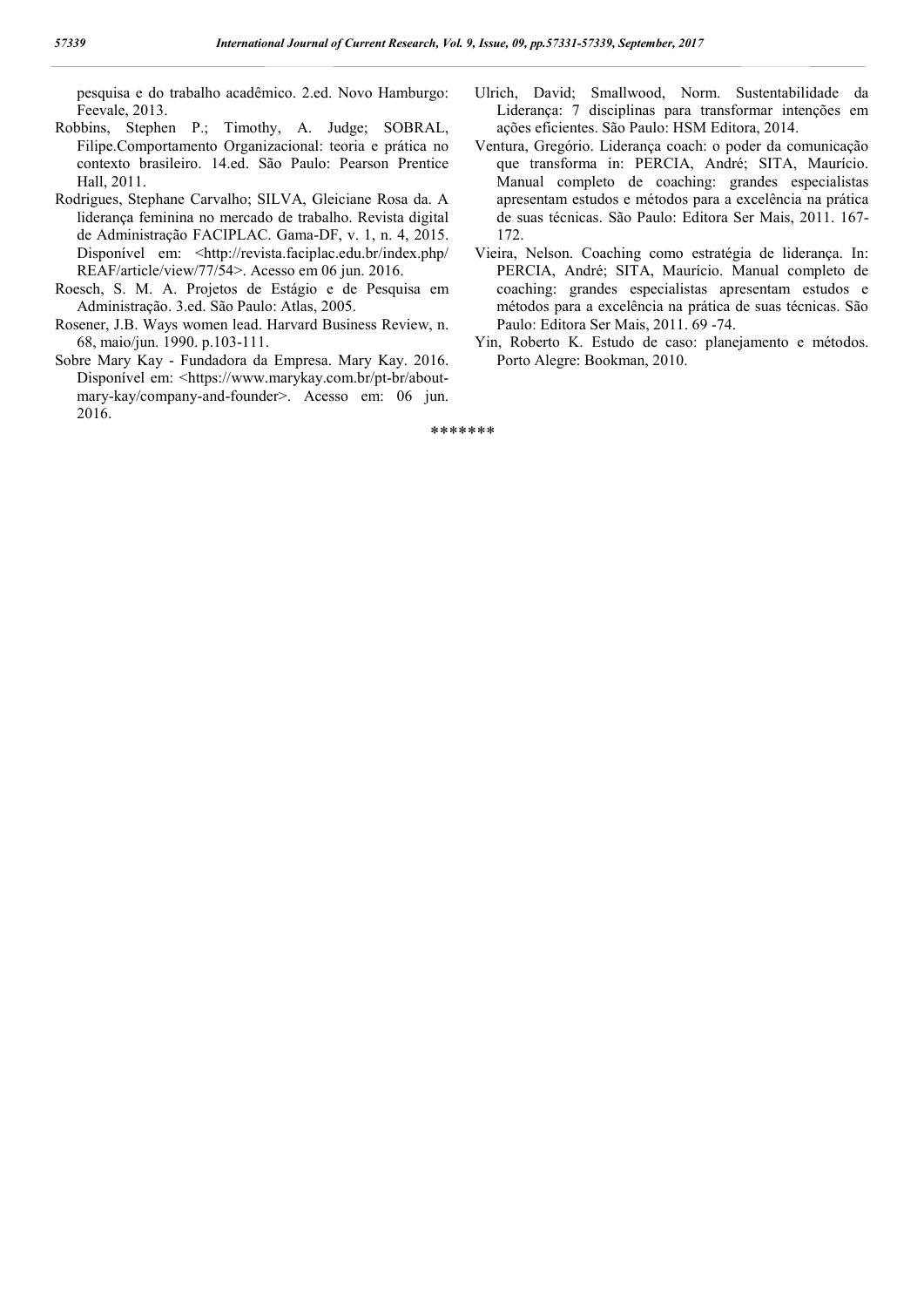pesquisa e do trabalho acadêmico. 2.ed. Novo Hamburgo: Feevale, 2013.

Robbins, Stephen P.; Timothy, A. Judge; SOBRAL, Filipe.Comportamento Organizacional: teoria e prática no contexto brasileiro. 14.ed. São Paulo: Pearson Prentice Hall, 2011.

Rodrigues, Stephane Carvalho; SILVA, Gleiciane Rosa da. A liderança feminina no mercado de trabalho. Revista digital de Administração FACIPLAC. Gama-DF, v. 1, n. 4, 2015. Disponível em: <http://revista.faciplac.edu.br/index.php/REAF/article/view/77/54>. Acesso em 06 jun. 2016.

Roesch, S. M. A. Projetos de Estágio e de Pesquisa em Administração. 3.ed. São Paulo: Atlas, 2005.

Rosener, J.B. Ways women lead. Harvard Business Review, n. 68, maio/jun. 1990. p.103-111.

Sobre Mary Kay - Fundadora da Empresa. Mary Kay. 2016. Disponível em: <https://www.marykay.com.br/pt-br/about-mary-kay/company-and-founder>. Acesso em: 06 jun. 2016.

Ulrich, David; Smallwood, Norm. Sustentabilidade da Liderança: 7 disciplinas para transformar intenções em ações eficientes. São Paulo: HSM Editora, 2014.

Ventura, Gregório. Liderança coach: o poder da comunicação que transforma in: PERCIA, André; SITA, Maurício. Manual completo de coaching: grandes especialistas apresentam estudos e métodos para a excelência na prática de suas técnicas. São Paulo: Editora Ser Mais, 2011. 167-172.

Vieira, Nelson. Coaching como estratégia de liderança. In: PERCIA, André; SITA, Maurício. Manual completo de coaching: grandes especialistas apresentam estudos e métodos para a excelência na prática de suas técnicas. São Paulo: Editora Ser Mais, 2011. 69 -74.

Yin, Roberto K. Estudo de caso: planejamento e métodos. Porto Alegre: Bookman, 2010.

*******